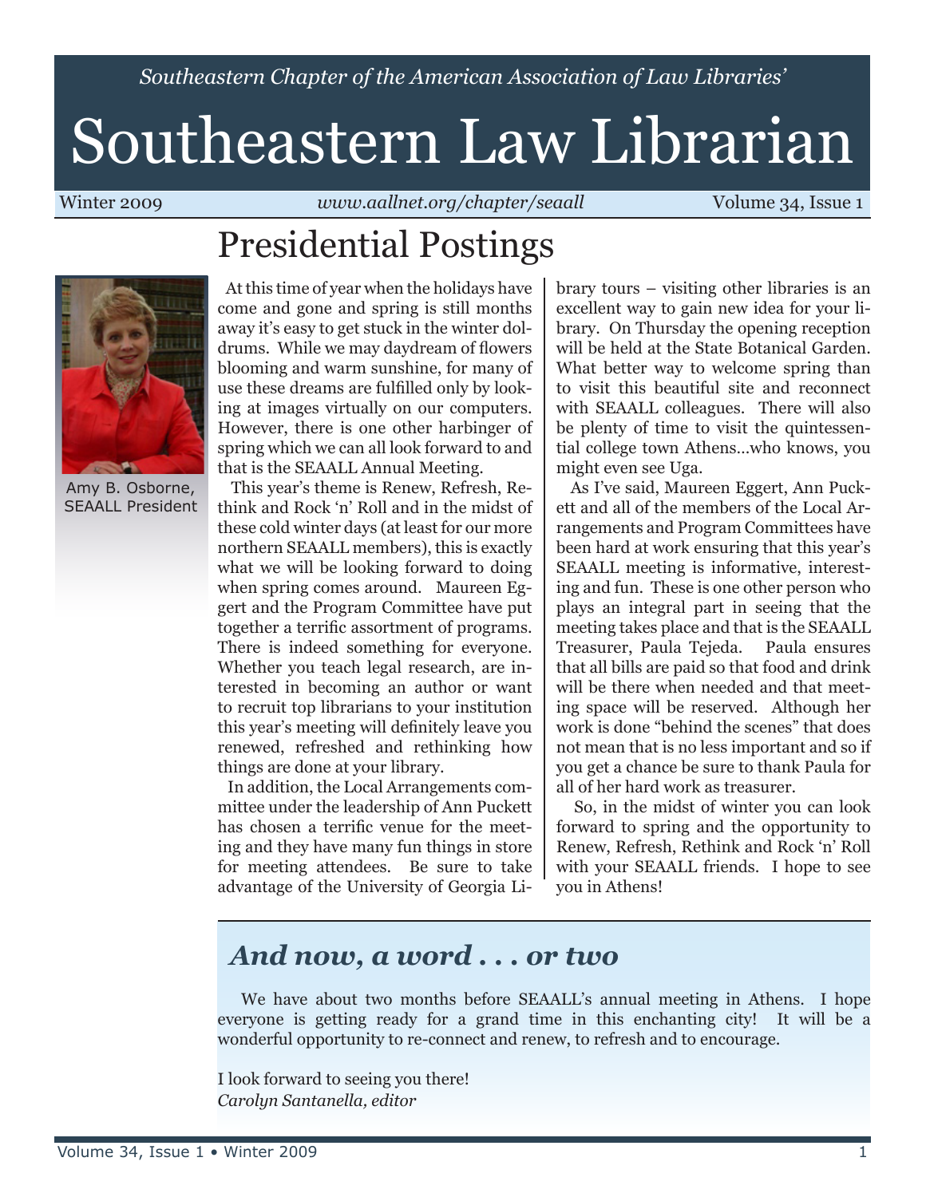*Southeastern Chapter of the American Association of Law Libraries'*

# Southeastern Law Librarian

Winter 2009 | *www.aallnet.org/chapter/seaall* | Volume 34, Issue 1

## Presidential Postings

Amy B. Osborne, SEAALL President

At this time of year when the holidays have come and gone and spring is still months away it's easy to get stuck in the winter doldrums. While we may daydream of flowers blooming and warm sunshine, for many of use these dreams are fulfilled only by looking at images virtually on our computers. However, there is one other harbinger of spring which we can all look forward to and that is the SEAALL Annual Meeting.

This year's theme is Renew, Refresh, Rethink and Rock 'n' Roll and in the midst of these cold winter days (at least for our more northern SEAALL members), this is exactly what we will be looking forward to doing when spring comes around. Maureen Eggert and the Program Committee have put together a terrific assortment of programs. There is indeed something for everyone. Whether you teach legal research, are interested in becoming an author or want to recruit top librarians to your institution this year's meeting will definitely leave you renewed, refreshed and rethinking how things are done at your library.

In addition, the Local Arrangements committee under the leadership of Ann Puckett has chosen a terrific venue for the meeting and they have many fun things in store for meeting attendees. Be sure to take advantage of the University of Georgia Library tours – visiting other libraries is an excellent way to gain new idea for your library. On Thursday the opening reception will be held at the State Botanical Garden. What better way to welcome spring than to visit this beautiful site and reconnect with SEAALL colleagues. There will also be plenty of time to visit the quintessential college town Athens...who knows, you might even see Uga.

As I've said, Maureen Eggert, Ann Puckett and all of the members of the Local Arrangements and Program Committees have been hard at work ensuring that this year's SEAALL meeting is informative, interesting and fun. These is one other person who plays an integral part in seeing that the meeting takes place and that is the SEAALL Treasurer, Paula Tejeda. Paula ensures that all bills are paid so that food and drink will be there when needed and that meeting space will be reserved. Although her work is done "behind the scenes" that does not mean that is no less important and so if you get a chance be sure to thank Paula for all of her hard work as treasurer.

So, in the midst of winter you can look forward to spring and the opportunity to Renew, Refresh, Rethink and Rock 'n' Roll with your SEAALL friends. I hope to see you in Athens!

## *And now, a word . . . or two*

We have about two months before SEAALL's annual meeting in Athens. I hope everyone is getting ready for a grand time in this enchanting city! It will be a wonderful opportunity to re-connect and renew, to refresh and to encourage.

I look forward to seeing you there!
*Carolyn Santanella, editor*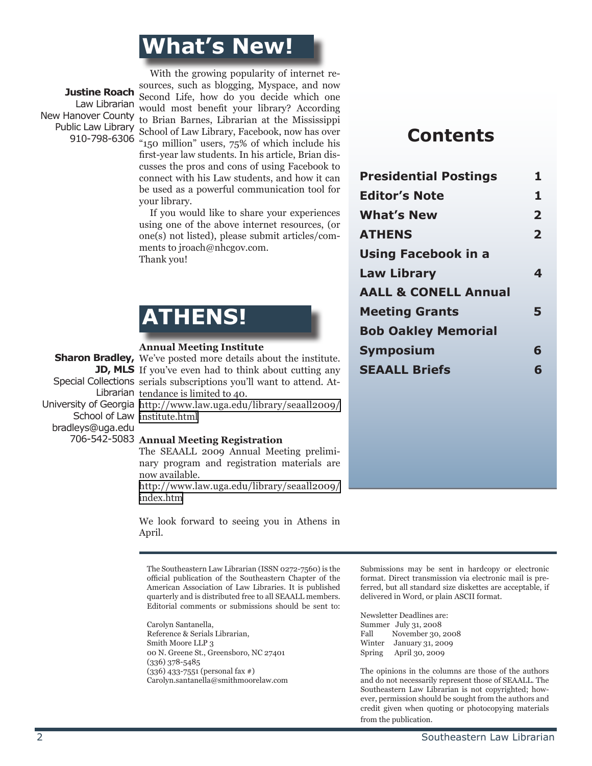# What's New!

**Justine Roach**
Law Librarian
New Hanover County
Public Law Library
910-798-6306

With the growing popularity of internet resources, such as blogging, Myspace, and now Second Life, how do you decide which one would most benefit your library? According to Brian Barnes, Librarian at the Mississippi School of Law Library, Facebook, now has over "150 million" users, 75% of which include his first-year law students. In his article, Brian discusses the pros and cons of using Facebook to connect with his Law students, and how it can be used as a powerful communication tool for your library.

If you would like to share your experiences using one of the above internet resources, (or one(s) not listed), please submit articles/comments to jroach@nhcgov.com.
Thank you!

# ATHENS!

**Sharon Bradley, JD, MLS**
Special Collections Librarian
University of Georgia School of Law
bradleys@uga.edu
706-542-5083

### Annual Meeting Institute

We've posted more details about the institute. If you've even had to think about cutting any serials subscriptions you'll want to attend. Attendance is limited to 40.
http://www.law.uga.edu/library/seaall2009/institute.html

### Annual Meeting Registration

The SEAALL 2009 Annual Meeting preliminary program and registration materials are now available.
http://www.law.uga.edu/library/seaall2009/index.htm

We look forward to seeing you in Athens in April.

## Contents

| | |
|---|---|
| **Presidential Postings** | **1** |
| **Editor's Note** | **1** |
| **What's New** | **2** |
| **ATHENS** | **2** |
| **Using Facebook in a Law Library** | **4** |
| **AALL & CONELL Annual Meeting Grants** | **5** |
| **Bob Oakley Memorial Symposium** | **6** |
| **SEAALL Briefs** | **6** |

---

The Southeastern Law Librarian (ISSN 0272-7560) is the official publication of the Southeastern Chapter of the American Association of Law Libraries. It is published quarterly and is distributed free to all SEAALL members. Editorial comments or submissions should be sent to:

Carolyn Santanella,
Reference & Serials Librarian,
Smith Moore LLP 3
00 N. Greene St., Greensboro, NC 27401
(336) 378-5485
(336) 433-7551 (personal fax #)
Carolyn.santanella@smithmoorelaw.com

Submissions may be sent in hardcopy or electronic format. Direct transmission via electronic mail is preferred, but all standard size diskettes are acceptable, if delivered in Word, or plain ASCII format.

Newsletter Deadlines are:
Summer July 31, 2008
Fall November 30, 2008
Winter January 31, 2009
Spring April 30, 2009

The opinions in the columns are those of the authors and do not necessarily represent those of SEAALL. The Southeastern Law Librarian is not copyrighted; however, permission should be sought from the authors and credit given when quoting or photocopying materials from the publication.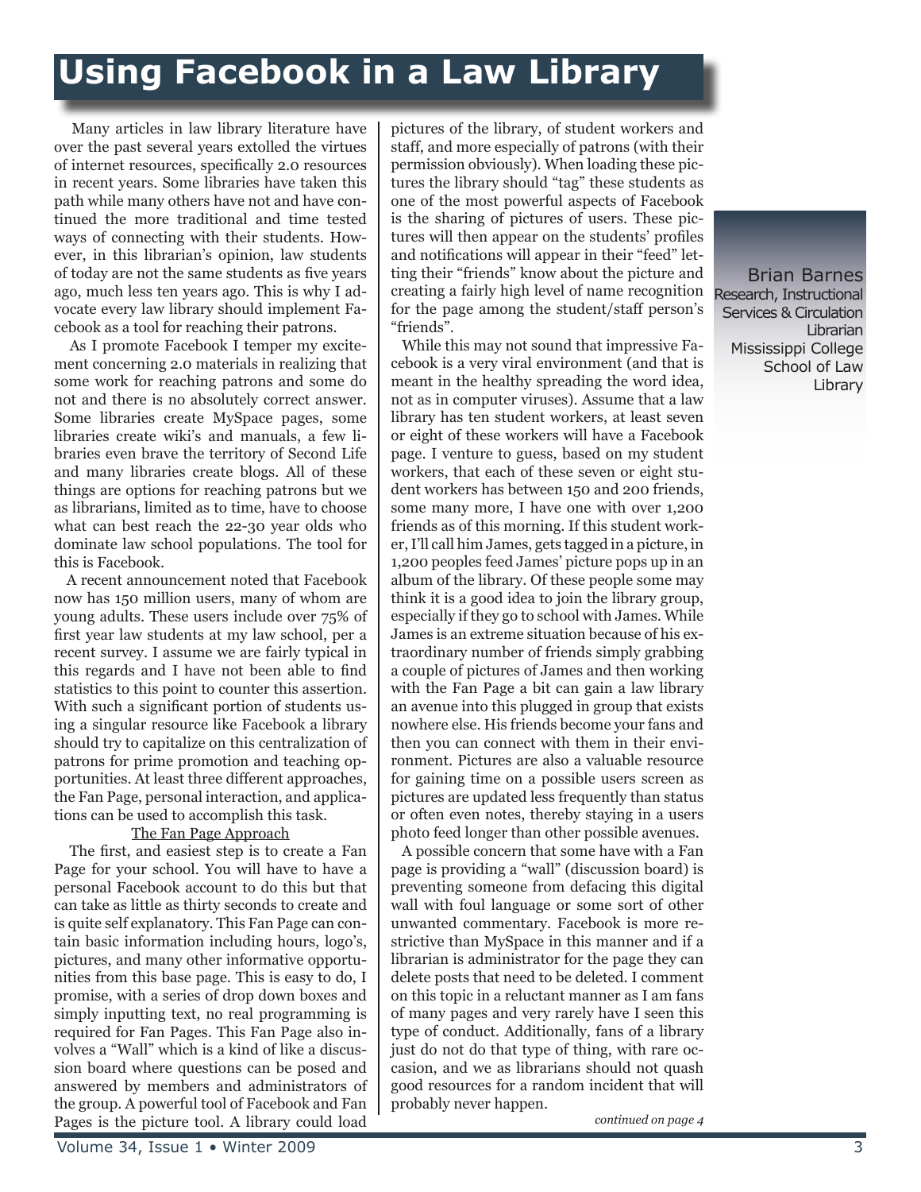# Using Facebook in a Law Library

Brian Barnes
Research, Instructional Services & Circulation Librarian
Mississippi College School of Law Library

Many articles in law library literature have over the past several years extolled the virtues of internet resources, specifically 2.0 resources in recent years. Some libraries have taken this path while many others have not and have continued the more traditional and time tested ways of connecting with their students. However, in this librarian's opinion, law students of today are not the same students as five years ago, much less ten years ago. This is why I advocate every law library should implement Facebook as a tool for reaching their patrons.

As I promote Facebook I temper my excitement concerning 2.0 materials in realizing that some work for reaching patrons and some do not and there is no absolutely correct answer. Some libraries create MySpace pages, some libraries create wiki's and manuals, a few libraries even brave the territory of Second Life and many libraries create blogs. All of these things are options for reaching patrons but we as librarians, limited as to time, have to choose what can best reach the 22-30 year olds who dominate law school populations. The tool for this is Facebook.

A recent announcement noted that Facebook now has 150 million users, many of whom are young adults. These users include over 75% of first year law students at my law school, per a recent survey. I assume we are fairly typical in this regards and I have not been able to find statistics to this point to counter this assertion. With such a significant portion of students using a singular resource like Facebook a library should try to capitalize on this centralization of patrons for prime promotion and teaching opportunities. At least three different approaches, the Fan Page, personal interaction, and applications can be used to accomplish this task.

The Fan Page Approach

The first, and easiest step is to create a Fan Page for your school. You will have to have a personal Facebook account to do this but that can take as little as thirty seconds to create and is quite self explanatory. This Fan Page can contain basic information including hours, logo's, pictures, and many other informative opportunities from this base page. This is easy to do, I promise, with a series of drop down boxes and simply inputting text, no real programming is required for Fan Pages. This Fan Page also involves a "Wall" which is a kind of like a discussion board where questions can be posed and answered by members and administrators of the group. A powerful tool of Facebook and Fan Pages is the picture tool. A library could load pictures of the library, of student workers and staff, and more especially of patrons (with their permission obviously). When loading these pictures the library should "tag" these students as one of the most powerful aspects of Facebook is the sharing of pictures of users. These pictures will then appear on the students' profiles and notifications will appear in their "feed" letting their "friends" know about the picture and creating a fairly high level of name recognition for the page among the student/staff person's "friends".

While this may not sound that impressive Facebook is a very viral environment (and that is meant in the healthy spreading the word idea, not as in computer viruses). Assume that a law library has ten student workers, at least seven or eight of these workers will have a Facebook page. I venture to guess, based on my student workers, that each of these seven or eight student workers has between 150 and 200 friends, some many more, I have one with over 1,200 friends as of this morning. If this student worker, I'll call him James, gets tagged in a picture, in 1,200 peoples feed James' picture pops up in an album of the library. Of these people some may think it is a good idea to join the library group, especially if they go to school with James. While James is an extreme situation because of his extraordinary number of friends simply grabbing a couple of pictures of James and then working with the Fan Page a bit can gain a law library an avenue into this plugged in group that exists nowhere else. His friends become your fans and then you can connect with them in their environment. Pictures are also a valuable resource for gaining time on a possible users screen as pictures are updated less frequently than status or often even notes, thereby staying in a users photo feed longer than other possible avenues.

A possible concern that some have with a Fan page is providing a "wall" (discussion board) is preventing someone from defacing this digital wall with foul language or some sort of other unwanted commentary. Facebook is more restrictive than MySpace in this manner and if a librarian is administrator for the page they can delete posts that need to be deleted. I comment on this topic in a reluctant manner as I am fans of many pages and very rarely have I seen this type of conduct. Additionally, fans of a library just do not do that type of thing, with rare occasion, and we as librarians should not quash good resources for a random incident that will probably never happen.

*continued on page 4*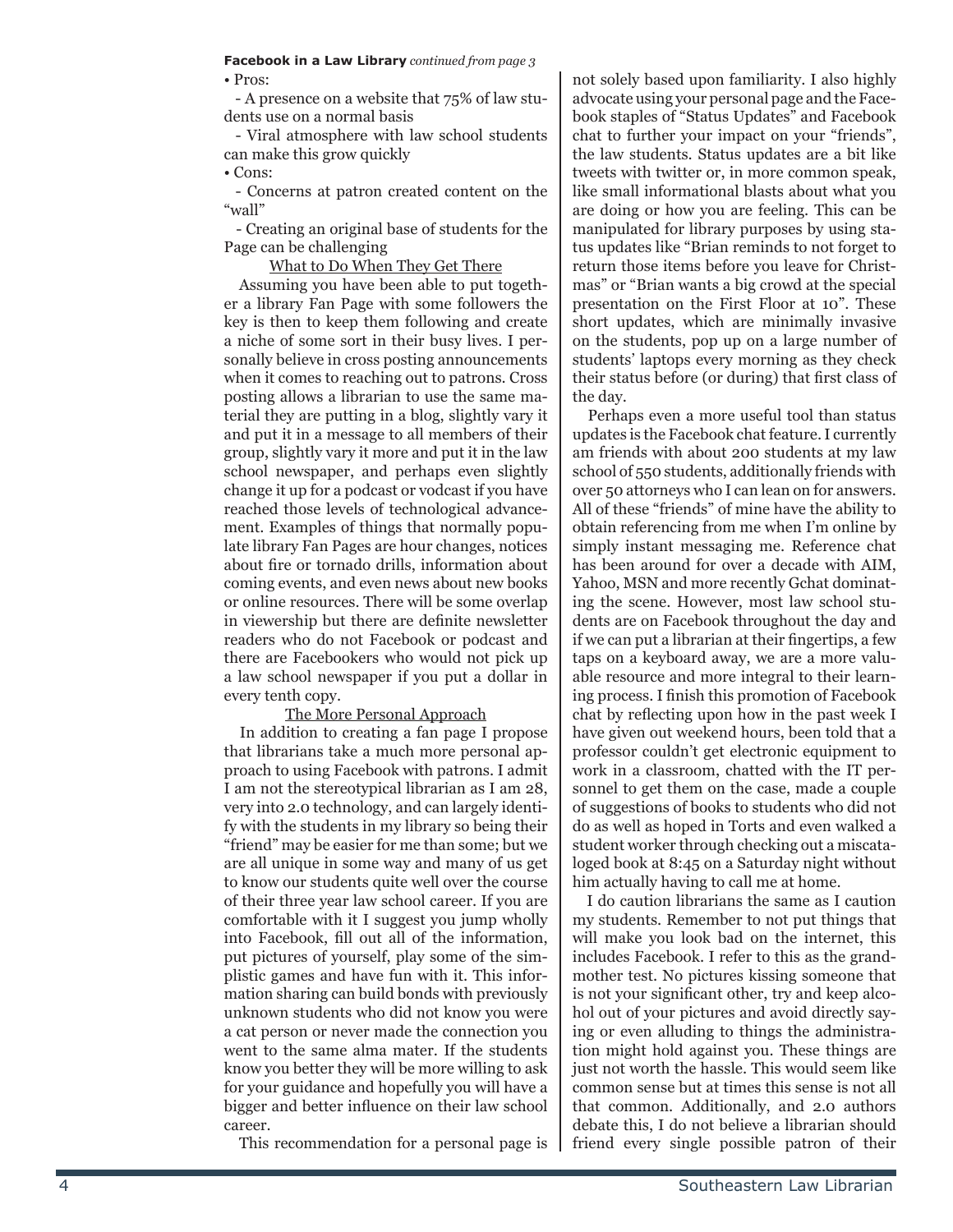**Facebook in a Law Library** *continued from page 3*

- Pros:
  - A presence on a website that 75% of law students use on a normal basis
  - Viral atmosphere with law school students can make this grow quickly
- Cons:
  - Concerns at patron created content on the "wall"
  - Creating an original base of students for the Page can be challenging

<u>What to Do When They Get There</u>

Assuming you have been able to put together a library Fan Page with some followers the key is then to keep them following and create a niche of some sort in their busy lives. I personally believe in cross posting announcements when it comes to reaching out to patrons. Cross posting allows a librarian to use the same material they are putting in a blog, slightly vary it and put it in a message to all members of their group, slightly vary it more and put it in the law school newspaper, and perhaps even slightly change it up for a podcast or vodcast if you have reached those levels of technological advancement. Examples of things that normally populate library Fan Pages are hour changes, notices about fire or tornado drills, information about coming events, and even news about new books or online resources. There will be some overlap in viewership but there are definite newsletter readers who do not Facebook or podcast and there are Facebookers who would not pick up a law school newspaper if you put a dollar in every tenth copy.

<u>The More Personal Approach</u>

In addition to creating a fan page I propose that librarians take a much more personal approach to using Facebook with patrons. I admit I am not the stereotypical librarian as I am 28, very into 2.0 technology, and can largely identify with the students in my library so being their "friend" may be easier for me than some; but we are all unique in some way and many of us get to know our students quite well over the course of their three year law school career. If you are comfortable with it I suggest you jump wholly into Facebook, fill out all of the information, put pictures of yourself, play some of the simplistic games and have fun with it. This information sharing can build bonds with previously unknown students who did not know you were a cat person or never made the connection you went to the same alma mater. If the students know you better they will be more willing to ask for your guidance and hopefully you will have a bigger and better influence on their law school career.

This recommendation for a personal page is not solely based upon familiarity. I also highly advocate using your personal page and the Facebook staples of "Status Updates" and Facebook chat to further your impact on your "friends", the law students. Status updates are a bit like tweets with twitter or, in more common speak, like small informational blasts about what you are doing or how you are feeling. This can be manipulated for library purposes by using status updates like "Brian reminds to not forget to return those items before you leave for Christmas" or "Brian wants a big crowd at the special presentation on the First Floor at 10". These short updates, which are minimally invasive on the students, pop up on a large number of students' laptops every morning as they check their status before (or during) that first class of the day.

Perhaps even a more useful tool than status updates is the Facebook chat feature. I currently am friends with about 200 students at my law school of 550 students, additionally friends with over 50 attorneys who I can lean on for answers. All of these "friends" of mine have the ability to obtain referencing from me when I'm online by simply instant messaging me. Reference chat has been around for over a decade with AIM, Yahoo, MSN and more recently Gchat dominating the scene. However, most law school students are on Facebook throughout the day and if we can put a librarian at their fingertips, a few taps on a keyboard away, we are a more valuable resource and more integral to their learning process. I finish this promotion of Facebook chat by reflecting upon how in the past week I have given out weekend hours, been told that a professor couldn't get electronic equipment to work in a classroom, chatted with the IT personnel to get them on the case, made a couple of suggestions of books to students who did not do as well as hoped in Torts and even walked a student worker through checking out a miscataloged book at 8:45 on a Saturday night without him actually having to call me at home.

I do caution librarians the same as I caution my students. Remember to not put things that will make you look bad on the internet, this includes Facebook. I refer to this as the grandmother test. No pictures kissing someone that is not your significant other, try and keep alcohol out of your pictures and avoid directly saying or even alluding to things the administration might hold against you. These things are just not worth the hassle. This would seem like common sense but at times this sense is not all that common. Additionally, and 2.0 authors debate this, I do not believe a librarian should friend every single possible patron of their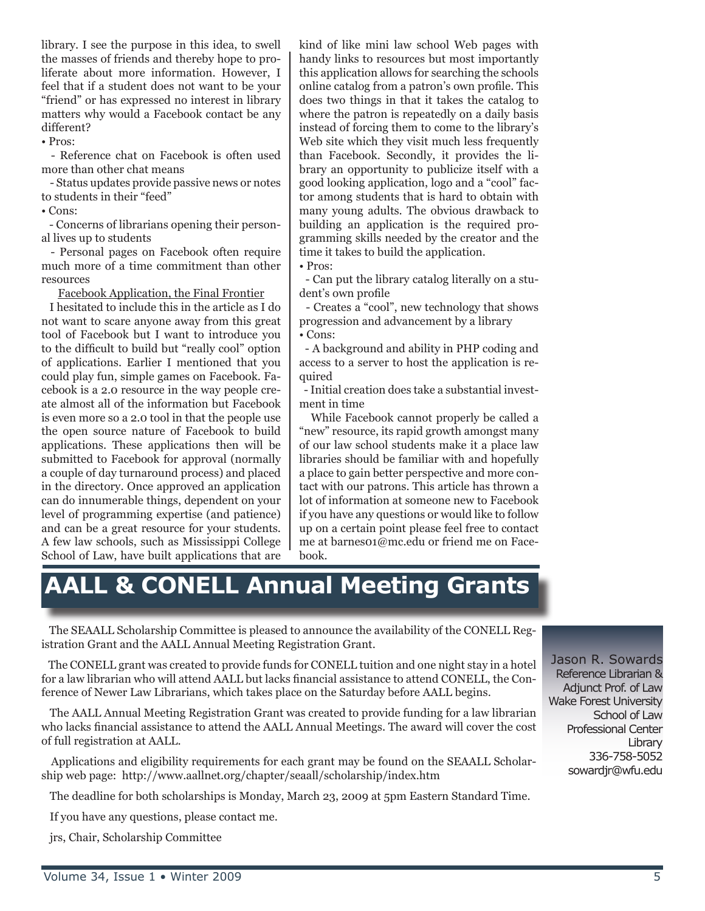library. I see the purpose in this idea, to swell the masses of friends and thereby hope to proliferate about more information. However, I feel that if a student does not want to be your "friend" or has expressed no interest in library matters why would a Facebook contact be any different?

• Pros:

- Reference chat on Facebook is often used more than other chat means
- Status updates provide passive news or notes to students in their "feed"

• Cons:

- Concerns of librarians opening their personal lives up to students
- Personal pages on Facebook often require much more of a time commitment than other resources

Facebook Application, the Final Frontier

I hesitated to include this in the article as I do not want to scare anyone away from this great tool of Facebook but I want to introduce you to the difficult to build but "really cool" option of applications. Earlier I mentioned that you could play fun, simple games on Facebook. Facebook is a 2.0 resource in the way people create almost all of the information but Facebook is even more so a 2.0 tool in that the people use the open source nature of Facebook to build applications. These applications then will be submitted to Facebook for approval (normally a couple of day turnaround process) and placed in the directory. Once approved an application can do innumerable things, dependent on your level of programming expertise (and patience) and can be a great resource for your students. A few law schools, such as Mississippi College School of Law, have built applications that are kind of like mini law school Web pages with handy links to resources but most importantly this application allows for searching the schools online catalog from a patron's own profile. This does two things in that it takes the catalog to where the patron is repeatedly on a daily basis instead of forcing them to come to the library's Web site which they visit much less frequently than Facebook. Secondly, it provides the library an opportunity to publicize itself with a good looking application, logo and a "cool" factor among students that is hard to obtain with many young adults. The obvious drawback to building an application is the required programming skills needed by the creator and the time it takes to build the application.

• Pros:

- Can put the library catalog literally on a student's own profile
- Creates a "cool", new technology that shows progression and advancement by a library

• Cons:

- A background and ability in PHP coding and access to a server to host the application is required
- Initial creation does take a substantial investment in time

While Facebook cannot properly be called a "new" resource, its rapid growth amongst many of our law school students make it a place law libraries should be familiar with and hopefully a place to gain better perspective and more contact with our patrons. This article has thrown a lot of information at someone new to Facebook if you have any questions or would like to follow up on a certain point please feel free to contact me at barnes01@mc.edu or friend me on Facebook.

# AALL & CONELL Annual Meeting Grants

Jason R. Sowards
Reference Librarian & Adjunct Prof. of Law
Wake Forest University School of Law
Professional Center Library
336-758-5052
sowardjr@wfu.edu

The SEAALL Scholarship Committee is pleased to announce the availability of the CONELL Registration Grant and the AALL Annual Meeting Registration Grant.

The CONELL grant was created to provide funds for CONELL tuition and one night stay in a hotel for a law librarian who will attend AALL but lacks financial assistance to attend CONELL, the Conference of Newer Law Librarians, which takes place on the Saturday before AALL begins.

The AALL Annual Meeting Registration Grant was created to provide funding for a law librarian who lacks financial assistance to attend the AALL Annual Meetings. The award will cover the cost of full registration at AALL.

Applications and eligibility requirements for each grant may be found on the SEAALL Scholarship web page: http://www.aallnet.org/chapter/seaall/scholarship/index.htm

The deadline for both scholarships is Monday, March 23, 2009 at 5pm Eastern Standard Time.

If you have any questions, please contact me.

jrs, Chair, Scholarship Committee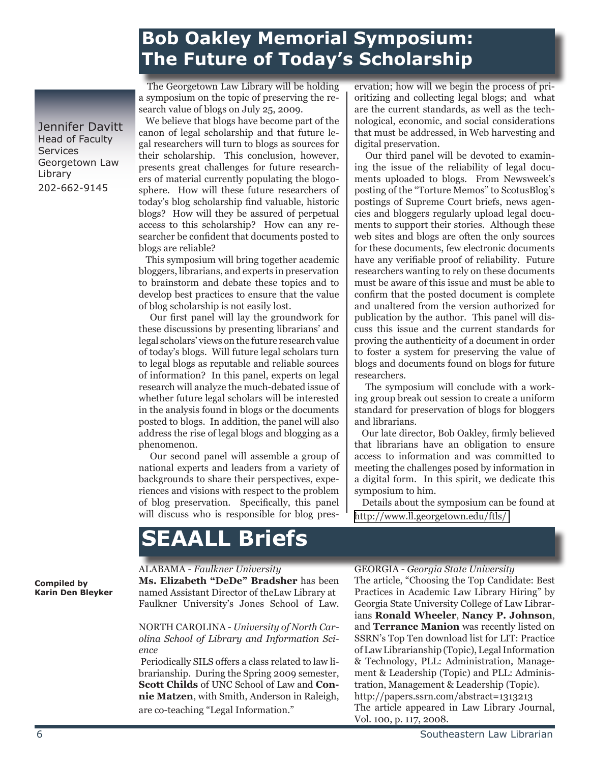# Bob Oakley Memorial Symposium: The Future of Today's Scholarship

Jennifer Davitt
Head of Faculty Services
Georgetown Law Library
202-662-9145

The Georgetown Law Library will be holding a symposium on the topic of preserving the research value of blogs on July 25, 2009.

We believe that blogs have become part of the canon of legal scholarship and that future legal researchers will turn to blogs as sources for their scholarship. This conclusion, however, presents great challenges for future researchers of material currently populating the blogosphere. How will these future researchers of today's blog scholarship find valuable, historic blogs? How will they be assured of perpetual access to this scholarship? How can any researcher be confident that documents posted to blogs are reliable?

This symposium will bring together academic bloggers, librarians, and experts in preservation to brainstorm and debate these topics and to develop best practices to ensure that the value of blog scholarship is not easily lost.

Our first panel will lay the groundwork for these discussions by presenting librarians' and legal scholars' views on the future research value of today's blogs. Will future legal scholars turn to legal blogs as reputable and reliable sources of information? In this panel, experts on legal research will analyze the much-debated issue of whether future legal scholars will be interested in the analysis found in blogs or the documents posted to blogs. In addition, the panel will also address the rise of legal blogs and blogging as a phenomenon.

Our second panel will assemble a group of national experts and leaders from a variety of backgrounds to share their perspectives, experiences and visions with respect to the problem of blog preservation. Specifically, this panel will discuss who is responsible for blog preservation; how will we begin the process of prioritizing and collecting legal blogs; and what are the current standards, as well as the technological, economic, and social considerations that must be addressed, in Web harvesting and digital preservation.

Our third panel will be devoted to examining the issue of the reliability of legal documents uploaded to blogs. From Newsweek's posting of the "Torture Memos" to ScotusBlog's postings of Supreme Court briefs, news agencies and bloggers regularly upload legal documents to support their stories. Although these web sites and blogs are often the only sources for these documents, few electronic documents have any verifiable proof of reliability. Future researchers wanting to rely on these documents must be aware of this issue and must be able to confirm that the posted document is complete and unaltered from the version authorized for publication by the author. This panel will discuss this issue and the current standards for proving the authenticity of a document in order to foster a system for preserving the value of blogs and documents found on blogs for future researchers.

The symposium will conclude with a working group break out session to create a uniform standard for preservation of blogs for bloggers and librarians.

Our late director, Bob Oakley, firmly believed that librarians have an obligation to ensure access to information and was committed to meeting the challenges posed by information in a digital form. In this spirit, we dedicate this symposium to him.

Details about the symposium can be found at http://www.ll.georgetown.edu/ftls/

# SEAALL Briefs

**Compiled by Karin Den Bleyker**

ALABAMA - *Faulkner University*
**Ms. Elizabeth "DeDe" Bradsher** has been named Assistant Director of theLaw Library at Faulkner University's Jones School of Law.

NORTH CAROLINA - *University of North Carolina School of Library and Information Science*
Periodically SILS offers a class related to law librarianship. During the Spring 2009 semester, **Scott Childs** of UNC School of Law and **Connie Matzen**, with Smith, Anderson in Raleigh, are co-teaching "Legal Information."

GEORGIA - *Georgia State University*
The article, "Choosing the Top Candidate: Best Practices in Academic Law Library Hiring" by Georgia State University College of Law Librarians **Ronald Wheeler**, **Nancy P. Johnson**, and **Terrance Manion** was recently listed on SSRN's Top Ten download list for LIT: Practice of Law Librarianship (Topic), Legal Information & Technology, PLL: Administration, Management & Leadership (Topic) and PLL: Administration, Management & Leadership (Topic). http://papers.ssrn.com/abstract=1313213
The article appeared in Law Library Journal, Vol. 100, p. 117, 2008.